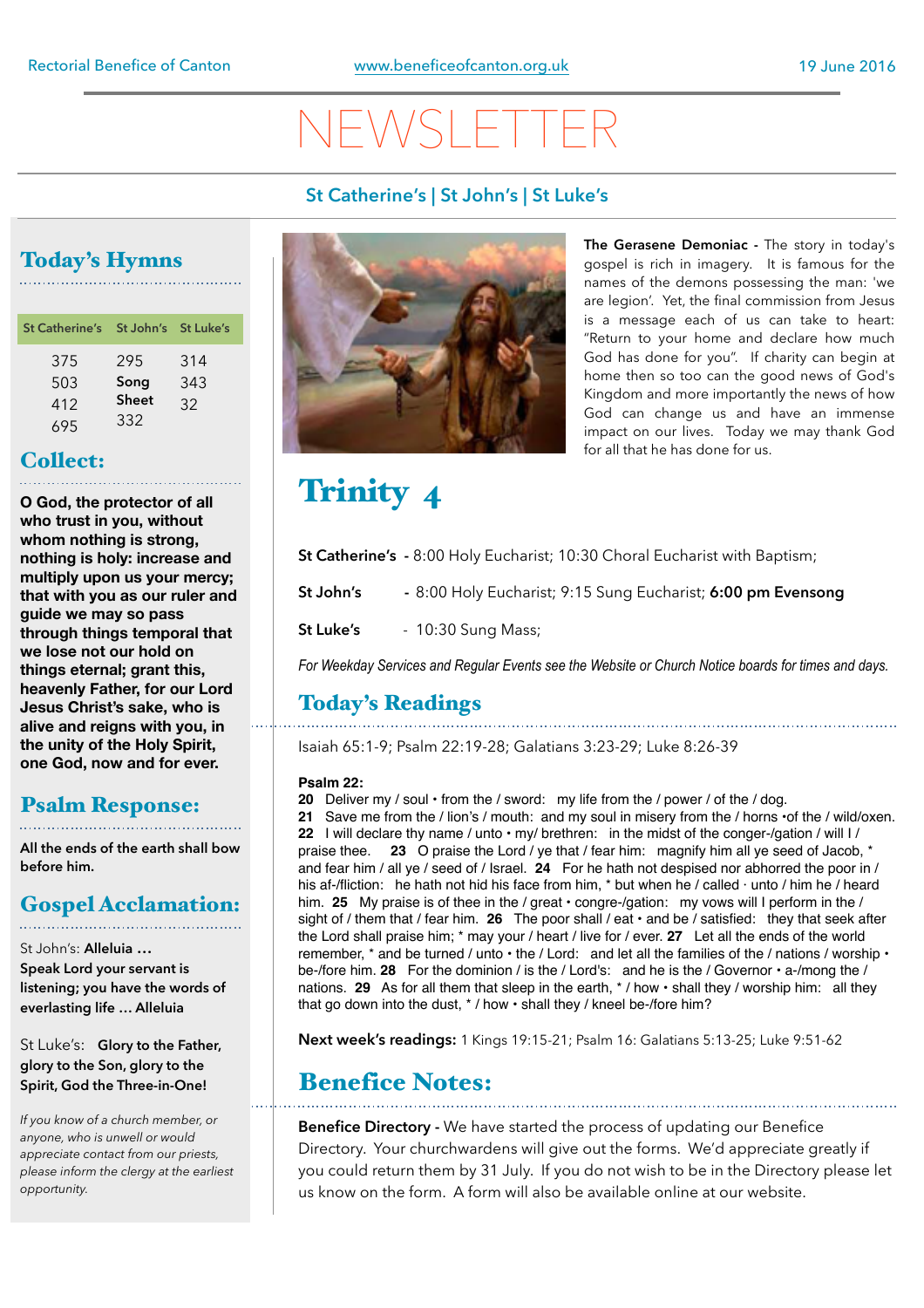Rectorial Benefice of Canton    www.beneficeofcanton.org.uk    19 June 2016

# NEWSLETTER

**St Catherine's | St John's | St Luke's**

## Today's Hymns

| St Catherine's | St John's | St Luke's |
|---|---|---|
| 375 | 295 | 314 |
| 503 | Song Sheet | 343 |
| 412 | 332 | 32 |
| 695 | | |

## Collect:

**O God, the protector of all who trust in you, without whom nothing is strong, nothing is holy: increase and multiply upon us your mercy; that with you as our ruler and guide we may so pass through things temporal that we lose not our hold on things eternal; grant this, heavenly Father, for our Lord Jesus Christ's sake, who is alive and reigns with you, in the unity of the Holy Spirit, one God, now and for ever.**

## Psalm Response:

**All the ends of the earth shall bow before him.**

## Gospel Acclamation:

St John's: **Alleluia … Speak Lord your servant is listening; you have the words of everlasting life … Alleluia**

St Luke's: **Glory to the Father, glory to the Son, glory to the Spirit, God the Three-in-One!**

*If you know of a church member, or anyone, who is unwell or would appreciate contact from our priests, please inform the clergy at the earliest opportunity.*

**The Gerasene Demoniac -** The story in today's gospel is rich in imagery. It is famous for the names of the demons possessing the man: 'we are legion'. Yet, the final commission from Jesus is a message each of us can take to heart: "Return to your home and declare how much God has done for you". If charity can begin at home then so too can the good news of God's Kingdom and more importantly the news of how God can change us and have an immense impact on our lives. Today we may thank God for all that he has done for us.

# Trinity 4

**St Catherine's** - 8:00 Holy Eucharist; 10:30 Choral Eucharist with Baptism;

**St John's** - 8:00 Holy Eucharist; 9:15 Sung Eucharist; **6:00 pm Evensong**

**St Luke's** - 10:30 Sung Mass;

*For Weekday Services and Regular Events see the Website or Church Notice boards for times and days.*

## Today's Readings

Isaiah 65:1-9; Psalm 22:19-28; Galatians 3:23-29; Luke 8:26-39

**Psalm 22:**
**20** Deliver my / soul • from the / sword: my life from the / power / of the / dog.
**21** Save me from the / lion's / mouth: and my soul in misery from the / horns •of the / wild/oxen.
**22** I will declare thy name / unto • my/ brethren: in the midst of the conger-/gation / will I / praise thee. **23** O praise the Lord / ye that / fear him: magnify him all ye seed of Jacob, * and fear him / all ye / seed of / Israel. **24** For he hath not despised nor abhorred the poor in / his af-/fliction: he hath not hid his face from him, * but when he / called · unto / him he / heard him. **25** My praise is of thee in the / great • congre-/gation: my vows will I perform in the / sight of / them that / fear him. **26** The poor shall / eat • and be / satisfied: they that seek after the Lord shall praise him; * may your / heart / live for / ever. **27** Let all the ends of the world remember, * and be turned / unto • the / Lord: and let all the families of the / nations / worship • be-/fore him. **28** For the dominion / is the / Lord's: and he is the / Governor • a-/mong the / nations. **29** As for all them that sleep in the earth, * / how • shall they / worship him: all they that go down into the dust, * / how • shall they / kneel be-/fore him?

**Next week's readings:** 1 Kings 19:15-21; Psalm 16: Galatians 5:13-25; Luke 9:51-62

## Benefice Notes:

**Benefice Directory -** We have started the process of updating our Benefice Directory. Your churchwardens will give out the forms. We'd appreciate greatly if you could return them by 31 July. If you do not wish to be in the Directory please let us know on the form. A form will also be available online at our website.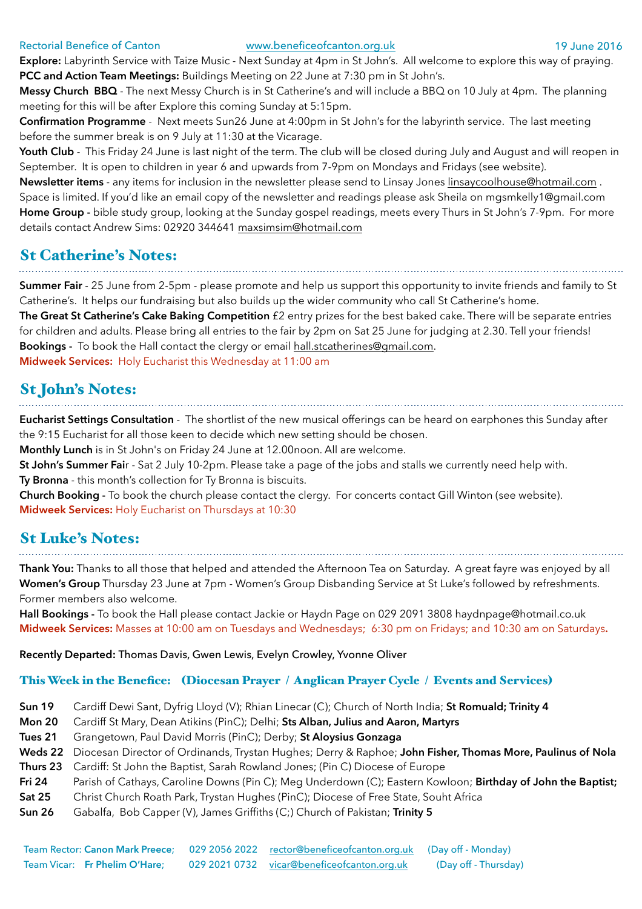Rectorial Benefice of Canton www.beneficeofcanton.org.uk 19 June 2016

**Explore:** Labyrinth Service with Taize Music - Next Sunday at 4pm in St John's. All welcome to explore this way of praying.
**PCC and Action Team Meetings:** Buildings Meeting on 22 June at 7:30 pm in St John's.
**Messy Church BBQ** - The next Messy Church is in St Catherine's and will include a BBQ on 10 July at 4pm. The planning meeting for this will be after Explore this coming Sunday at 5:15pm.
**Confirmation Programme** - Next meets Sun26 June at 4:00pm in St John's for the labyrinth service. The last meeting before the summer break is on 9 July at 11:30 at the Vicarage.
**Youth Club** - This Friday 24 June is last night of the term. The club will be closed during July and August and will reopen in September. It is open to children in year 6 and upwards from 7-9pm on Mondays and Fridays (see website).
**Newsletter items** - any items for inclusion in the newsletter please send to Linsay Jones linsaycoolhouse@hotmail.com . Space is limited. If you'd like an email copy of the newsletter and readings please ask Sheila on mgsmkelly1@gmail.com
**Home Group -** bible study group, looking at the Sunday gospel readings, meets every Thurs in St John's 7-9pm. For more details contact Andrew Sims: 02920 344641 maxsimsim@hotmail.com

## St Catherine's Notes:

**Summer Fair** - 25 June from 2-5pm - please promote and help us support this opportunity to invite friends and family to St Catherine's. It helps our fundraising but also builds up the wider community who call St Catherine's home.
**The Great St Catherine's Cake Baking Competition** £2 entry prizes for the best baked cake. There will be separate entries for children and adults. Please bring all entries to the fair by 2pm on Sat 25 June for judging at 2.30. Tell your friends!
**Bookings -** To book the Hall contact the clergy or email hall.stcatherines@gmail.com.
**Midweek Services:** Holy Eucharist this Wednesday at 11:00 am

## St John's Notes:

**Eucharist Settings Consultation** - The shortlist of the new musical offerings can be heard on earphones this Sunday after the 9:15 Eucharist for all those keen to decide which new setting should be chosen.
**Monthly Lunch** is in St John's on Friday 24 June at 12.00noon. All are welcome.
**St John's Summer Fai**r - Sat 2 July 10-2pm. Please take a page of the jobs and stalls we currently need help with.
**Ty Bronna** - this month's collection for Ty Bronna is biscuits.
**Church Booking -** To book the church please contact the clergy. For concerts contact Gill Winton (see website).
**Midweek Services:** Holy Eucharist on Thursdays at 10:30

## St Luke's Notes:

**Thank You:** Thanks to all those that helped and attended the Afternoon Tea on Saturday. A great fayre was enjoyed by all
**Women's Group** Thursday 23 June at 7pm - Women's Group Disbanding Service at St Luke's followed by refreshments. Former members also welcome.
**Hall Bookings -** To book the Hall please contact Jackie or Haydn Page on 029 2091 3808 haydnpage@hotmail.co.uk
**Midweek Services:** Masses at 10:00 am on Tuesdays and Wednesdays; 6:30 pm on Fridays; and 10:30 am on Saturdays**.**

**Recently Departed:** Thomas Davis, Gwen Lewis, Evelyn Crowley, Yvonne Oliver

### This Week in the Benefice: (Diocesan Prayer / Anglican Prayer Cycle / Events and Services)

**Sun 19** Cardiff Dewi Sant, Dyfrig Lloyd (V); Rhian Linecar (C); Church of North India; **St Romuald; Trinity 4**
**Mon 20** Cardiff St Mary, Dean Atikins (PinC); Delhi; **Sts Alban, Julius and Aaron, Martyrs**
**Tues 21** Grangetown, Paul David Morris (PinC); Derby; **St Aloysius Gonzaga**
**Weds 22** Diocesan Director of Ordinands, Trystan Hughes; Derry & Raphoe; **John Fisher, Thomas More, Paulinus of Nola**
**Thurs 23** Cardiff: St John the Baptist, Sarah Rowland Jones; (Pin C) Diocese of Europe
**Fri 24** Parish of Cathays, Caroline Downs (Pin C); Meg Underdown (C); Eastern Kowloon; **Birthday of John the Baptist;**
**Sat 25** Christ Church Roath Park, Trystan Hughes (PinC); Diocese of Free State, Souht Africa
**Sun 26** Gabalfa, Bob Capper (V), James Griffiths (C;) Church of Pakistan; **Trinity 5**

Team Rector: **Canon Mark Preece;** 029 2056 2022 rector@beneficeofcanton.org.uk (Day off - Monday)
Team Vicar: **Fr Phelim O'Hare;** 029 2021 0732 vicar@beneficeofcanton.org.uk (Day off - Thursday)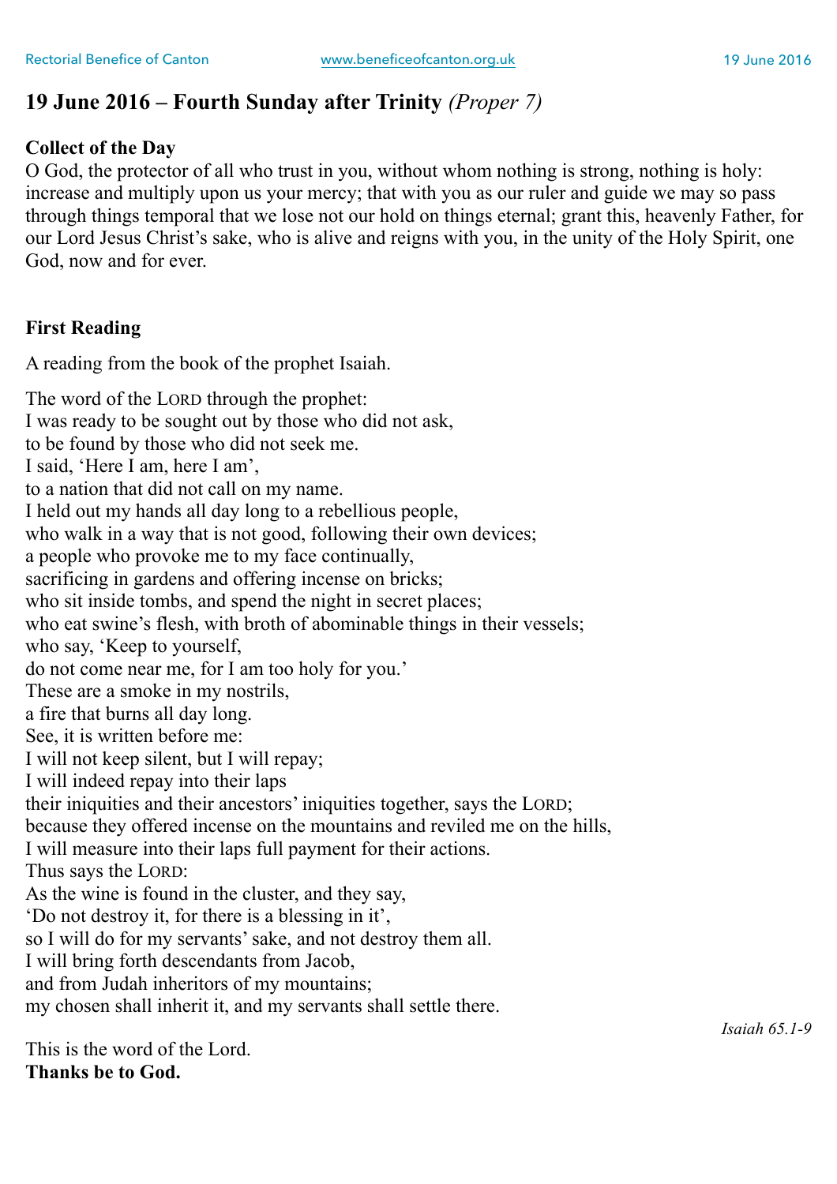## 19 June 2016 – Fourth Sunday after Trinity *(Proper 7)*

**Collect of the Day**

O God, the protector of all who trust in you, without whom nothing is strong, nothing is holy: increase and multiply upon us your mercy; that with you as our ruler and guide we may so pass through things temporal that we lose not our hold on things eternal; grant this, heavenly Father, for our Lord Jesus Christ's sake, who is alive and reigns with you, in the unity of the Holy Spirit, one God, now and for ever.

**First Reading**

A reading from the book of the prophet Isaiah.

The word of the LORD through the prophet:
I was ready to be sought out by those who did not ask,
to be found by those who did not seek me.
I said, 'Here I am, here I am',
to a nation that did not call on my name.
I held out my hands all day long to a rebellious people,
who walk in a way that is not good, following their own devices;
a people who provoke me to my face continually,
sacrificing in gardens and offering incense on bricks;
who sit inside tombs, and spend the night in secret places;
who eat swine's flesh, with broth of abominable things in their vessels;
who say, 'Keep to yourself,
do not come near me, for I am too holy for you.'
These are a smoke in my nostrils,
a fire that burns all day long.
See, it is written before me:
I will not keep silent, but I will repay;
I will indeed repay into their laps
their iniquities and their ancestors' iniquities together, says the LORD;
because they offered incense on the mountains and reviled me on the hills,
I will measure into their laps full payment for their actions.
Thus says the LORD:
As the wine is found in the cluster, and they say,
'Do not destroy it, for there is a blessing in it',
so I will do for my servants' sake, and not destroy them all.
I will bring forth descendants from Jacob,
and from Judah inheritors of my mountains;
my chosen shall inherit it, and my servants shall settle there.

*Isaiah 65.1-9*

This is the word of the Lord.
**Thanks be to God.**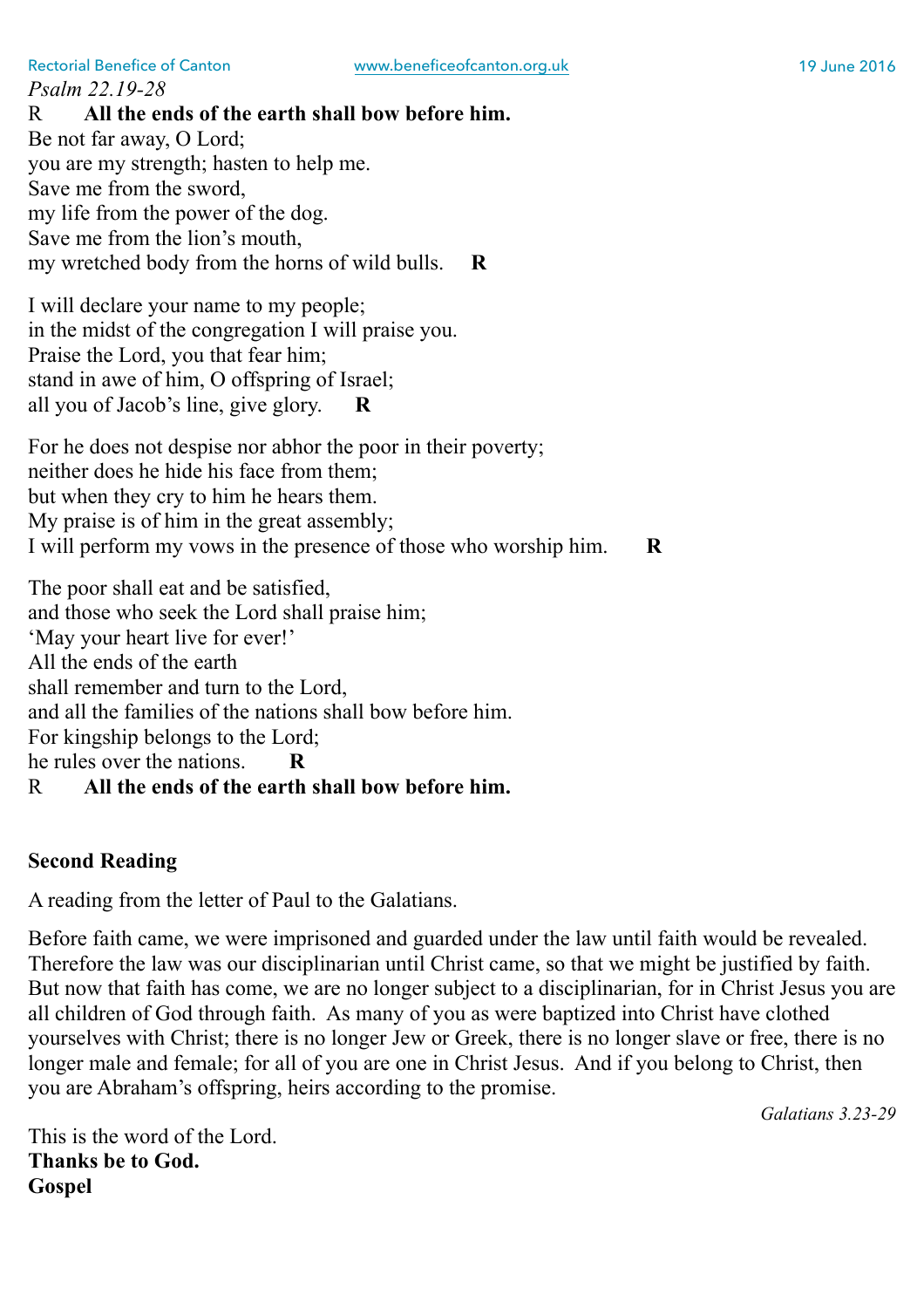*Psalm 22.19-28*

R **All the ends of the earth shall bow before him.**

Be not far away, O Lord;
you are my strength; hasten to help me.
Save me from the sword,
my life from the power of the dog.
Save me from the lion's mouth,
my wretched body from the horns of wild bulls. **R**

I will declare your name to my people;
in the midst of the congregation I will praise you.
Praise the Lord, you that fear him;
stand in awe of him, O offspring of Israel;
all you of Jacob's line, give glory. **R**

For he does not despise nor abhor the poor in their poverty;
neither does he hide his face from them;
but when they cry to him he hears them.
My praise is of him in the great assembly;
I will perform my vows in the presence of those who worship him. **R**

The poor shall eat and be satisfied,
and those who seek the Lord shall praise him;
'May your heart live for ever!'
All the ends of the earth
shall remember and turn to the Lord,
and all the families of the nations shall bow before him.
For kingship belongs to the Lord;
he rules over the nations. **R**

R **All the ends of the earth shall bow before him.**

**Second Reading**

A reading from the letter of Paul to the Galatians.

Before faith came, we were imprisoned and guarded under the law until faith would be revealed. Therefore the law was our disciplinarian until Christ came, so that we might be justified by faith. But now that faith has come, we are no longer subject to a disciplinarian, for in Christ Jesus you are all children of God through faith. As many of you as were baptized into Christ have clothed yourselves with Christ; there is no longer Jew or Greek, there is no longer slave or free, there is no longer male and female; for all of you are one in Christ Jesus. And if you belong to Christ, then you are Abraham's offspring, heirs according to the promise.

*Galatians 3.23-29*

This is the word of the Lord.
**Thanks be to God.**

**Gospel**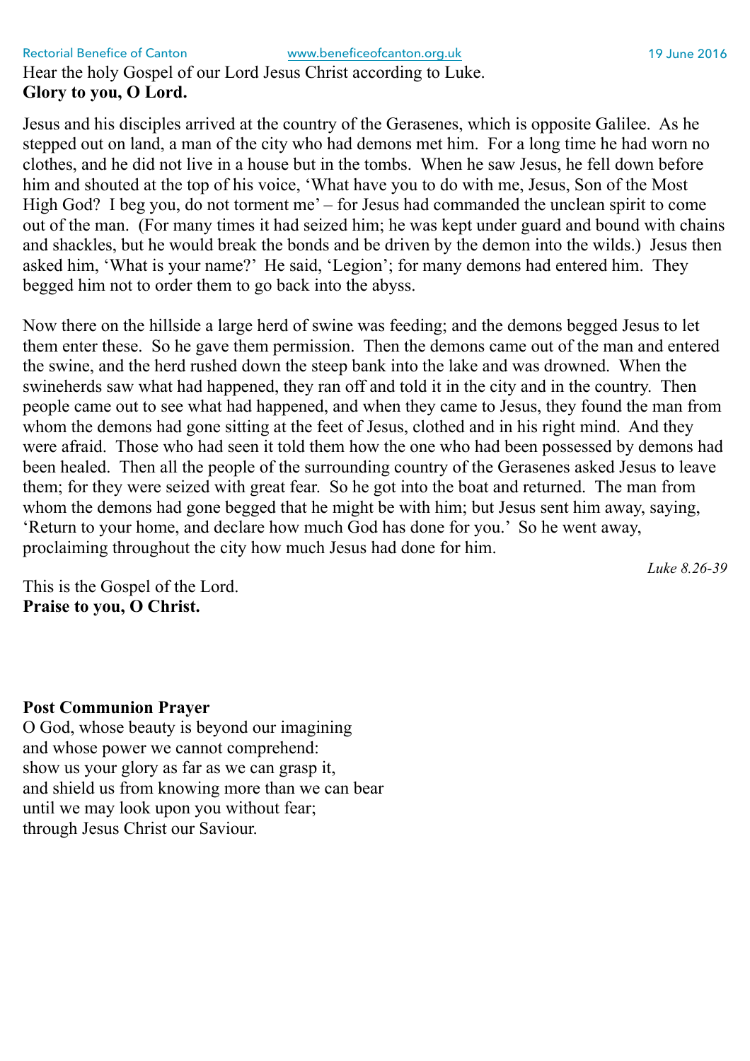Hear the holy Gospel of our Lord Jesus Christ according to Luke.
**Glory to you, O Lord.**

Jesus and his disciples arrived at the country of the Gerasenes, which is opposite Galilee. As he stepped out on land, a man of the city who had demons met him. For a long time he had worn no clothes, and he did not live in a house but in the tombs. When he saw Jesus, he fell down before him and shouted at the top of his voice, 'What have you to do with me, Jesus, Son of the Most High God? I beg you, do not torment me' – for Jesus had commanded the unclean spirit to come out of the man. (For many times it had seized him; he was kept under guard and bound with chains and shackles, but he would break the bonds and be driven by the demon into the wilds.) Jesus then asked him, 'What is your name?' He said, 'Legion'; for many demons had entered him. They begged him not to order them to go back into the abyss.

Now there on the hillside a large herd of swine was feeding; and the demons begged Jesus to let them enter these. So he gave them permission. Then the demons came out of the man and entered the swine, and the herd rushed down the steep bank into the lake and was drowned. When the swineherds saw what had happened, they ran off and told it in the city and in the country. Then people came out to see what had happened, and when they came to Jesus, they found the man from whom the demons had gone sitting at the feet of Jesus, clothed and in his right mind. And they were afraid. Those who had seen it told them how the one who had been possessed by demons had been healed. Then all the people of the surrounding country of the Gerasenes asked Jesus to leave them; for they were seized with great fear. So he got into the boat and returned. The man from whom the demons had gone begged that he might be with him; but Jesus sent him away, saying, 'Return to your home, and declare how much God has done for you.' So he went away, proclaiming throughout the city how much Jesus had done for him.

*Luke 8.26-39*

This is the Gospel of the Lord.
**Praise to you, O Christ.**

**Post Communion Prayer**

O God, whose beauty is beyond our imagining
and whose power we cannot comprehend:
show us your glory as far as we can grasp it,
and shield us from knowing more than we can bear
until we may look upon you without fear;
through Jesus Christ our Saviour.